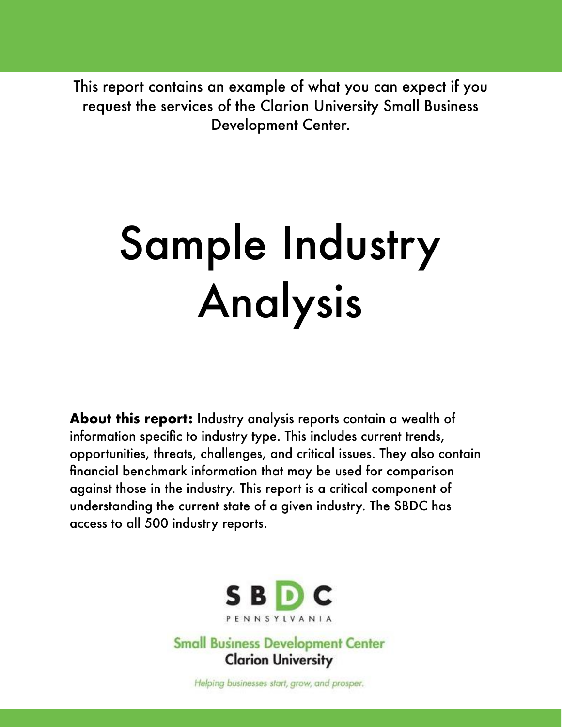This report contains an example of what you can expect if you request the services of the Clarion University Small Business Development Center.

# Sample Industry Analysis

**About this report:** Industry analysis reports contain a wealth of information specific to industry type. This includes current trends, opportunities, threats, challenges, and critical issues. They also contain financial benchmark information that may be used for comparison against those in the industry. This report is a critical component of understanding the current state of a given industry. The SBDC has access to all 500 industry reports.

SBDC PENNSYLVANIA

Small Business Development Center
Clarion University

*Helping businesses start, grow, and prosper.*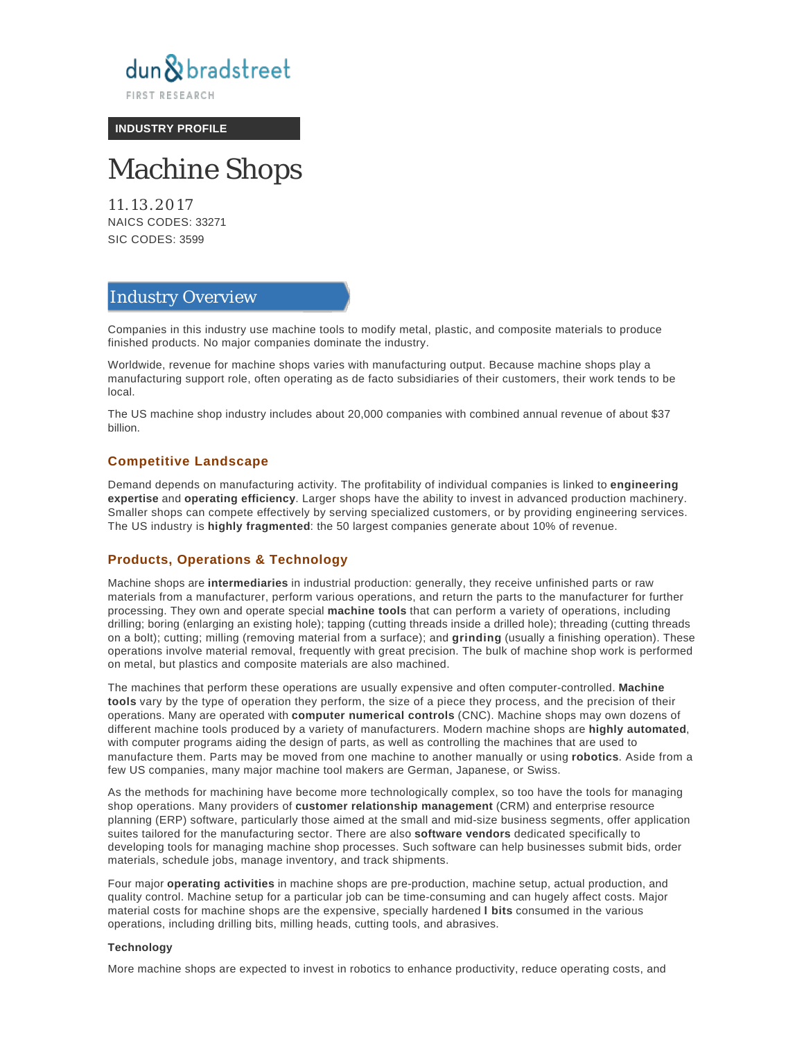dun & bradstreet

FIRST RESEARCH

**INDUSTRY PROFILE**

# Machine Shops

11.13.2017

NAICS CODES: 33271

SIC CODES: 3599

## Industry Overview

Companies in this industry use machine tools to modify metal, plastic, and composite materials to produce finished products. No major companies dominate the industry.

Worldwide, revenue for machine shops varies with manufacturing output. Because machine shops play a manufacturing support role, often operating as de facto subsidiaries of their customers, their work tends to be local.

The US machine shop industry includes about 20,000 companies with combined annual revenue of about $37 billion.

### Competitive Landscape

Demand depends on manufacturing activity. The profitability of individual companies is linked to **engineering expertise** and **operating efficiency**. Larger shops have the ability to invest in advanced production machinery. Smaller shops can compete effectively by serving specialized customers, or by providing engineering services. The US industry is **highly fragmented**: the 50 largest companies generate about 10% of revenue.

### Products, Operations & Technology

Machine shops are **intermediaries** in industrial production: generally, they receive unfinished parts or raw materials from a manufacturer, perform various operations, and return the parts to the manufacturer for further processing. They own and operate special **machine tools** that can perform a variety of operations, including drilling; boring (enlarging an existing hole); tapping (cutting threads inside a drilled hole); threading (cutting threads on a bolt); cutting; milling (removing material from a surface); and **grinding** (usually a finishing operation). These operations involve material removal, frequently with great precision. The bulk of machine shop work is performed on metal, but plastics and composite materials are also machined.

The machines that perform these operations are usually expensive and often computer-controlled. **Machine tools** vary by the type of operation they perform, the size of a piece they process, and the precision of their operations. Many are operated with **computer numerical controls** (CNC). Machine shops may own dozens of different machine tools produced by a variety of manufacturers. Modern machine shops are **highly automated**, with computer programs aiding the design of parts, as well as controlling the machines that are used to manufacture them. Parts may be moved from one machine to another manually or using **robotics**. Aside from a few US companies, many major machine tool makers are German, Japanese, or Swiss.

As the methods for machining have become more technologically complex, so too have the tools for managing shop operations. Many providers of **customer relationship management** (CRM) and enterprise resource planning (ERP) software, particularly those aimed at the small and mid-size business segments, offer application suites tailored for the manufacturing sector. There are also **software vendors** dedicated specifically to developing tools for managing machine shop processes. Such software can help businesses submit bids, order materials, schedule jobs, manage inventory, and track shipments.

Four major **operating activities** in machine shops are pre-production, machine setup, actual production, and quality control. Machine setup for a particular job can be time-consuming and can hugely affect costs. Major material costs for machine shops are the expensive, specially hardened **l bits** consumed in the various operations, including drilling bits, milling heads, cutting tools, and abrasives.

#### Technology

More machine shops are expected to invest in robotics to enhance productivity, reduce operating costs, and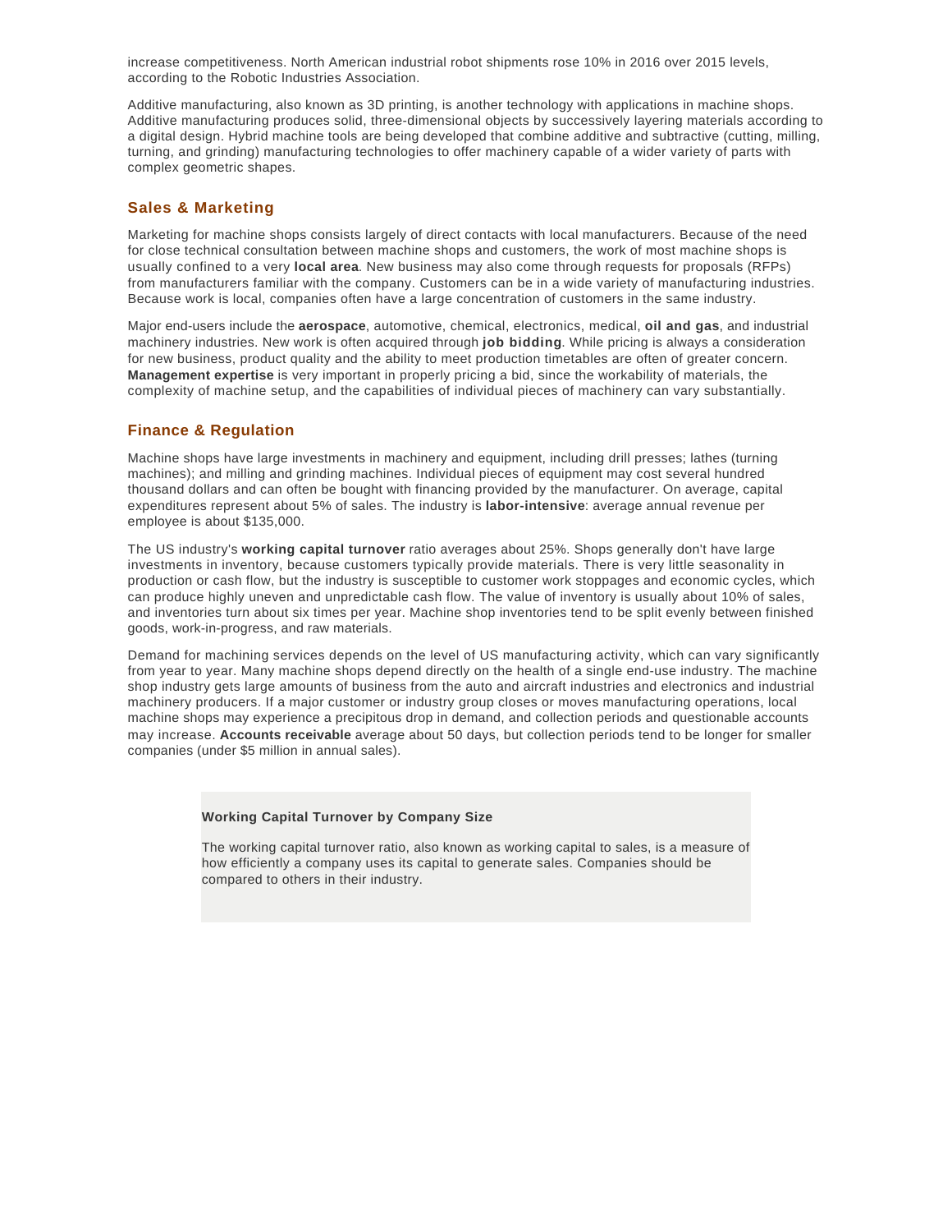increase competitiveness. North American industrial robot shipments rose 10% in 2016 over 2015 levels, according to the Robotic Industries Association.

Additive manufacturing, also known as 3D printing, is another technology with applications in machine shops. Additive manufacturing produces solid, three-dimensional objects by successively layering materials according to a digital design. Hybrid machine tools are being developed that combine additive and subtractive (cutting, milling, turning, and grinding) manufacturing technologies to offer machinery capable of a wider variety of parts with complex geometric shapes.

## Sales & Marketing

Marketing for machine shops consists largely of direct contacts with local manufacturers. Because of the need for close technical consultation between machine shops and customers, the work of most machine shops is usually confined to a very **local area**. New business may also come through requests for proposals (RFPs) from manufacturers familiar with the company. Customers can be in a wide variety of manufacturing industries. Because work is local, companies often have a large concentration of customers in the same industry.

Major end-users include the **aerospace**, automotive, chemical, electronics, medical, **oil and gas**, and industrial machinery industries. New work is often acquired through **job bidding**. While pricing is always a consideration for new business, product quality and the ability to meet production timetables are often of greater concern. **Management expertise** is very important in properly pricing a bid, since the workability of materials, the complexity of machine setup, and the capabilities of individual pieces of machinery can vary substantially.

## Finance & Regulation

Machine shops have large investments in machinery and equipment, including drill presses; lathes (turning machines); and milling and grinding machines. Individual pieces of equipment may cost several hundred thousand dollars and can often be bought with financing provided by the manufacturer. On average, capital expenditures represent about 5% of sales. The industry is **labor-intensive**: average annual revenue per employee is about $135,000.

The US industry's **working capital turnover** ratio averages about 25%. Shops generally don't have large investments in inventory, because customers typically provide materials. There is very little seasonality in production or cash flow, but the industry is susceptible to customer work stoppages and economic cycles, which can produce highly uneven and unpredictable cash flow. The value of inventory is usually about 10% of sales, and inventories turn about six times per year. Machine shop inventories tend to be split evenly between finished goods, work-in-progress, and raw materials.

Demand for machining services depends on the level of US manufacturing activity, which can vary significantly from year to year. Many machine shops depend directly on the health of a single end-use industry. The machine shop industry gets large amounts of business from the auto and aircraft industries and electronics and industrial machinery producers. If a major customer or industry group closes or moves manufacturing operations, local machine shops may experience a precipitous drop in demand, and collection periods and questionable accounts may increase. **Accounts receivable** average about 50 days, but collection periods tend to be longer for smaller companies (under $5 million in annual sales).

**Working Capital Turnover by Company Size**

The working capital turnover ratio, also known as working capital to sales, is a measure of how efficiently a company uses its capital to generate sales. Companies should be compared to others in their industry.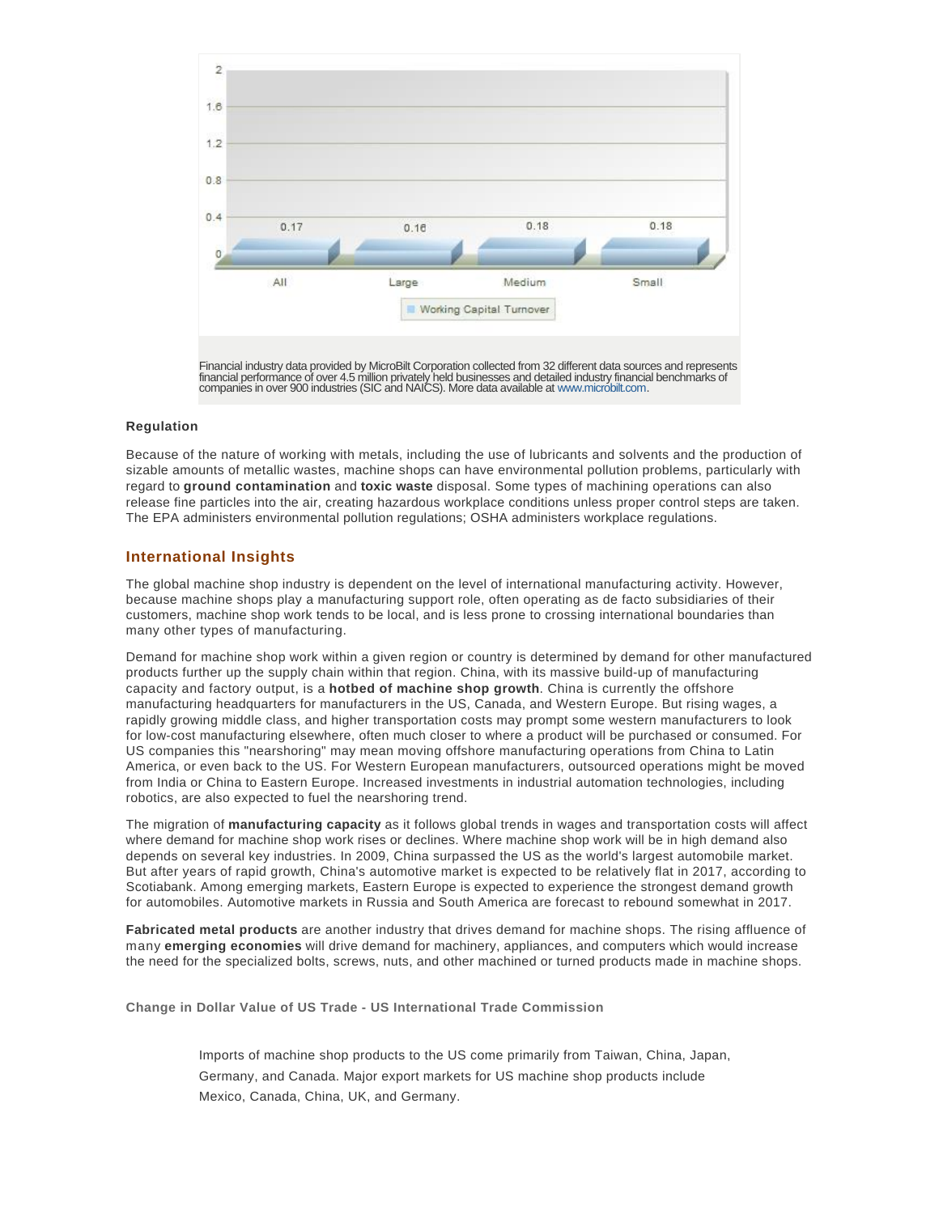| | All | Large | Medium | Small |
|---|---|---|---|---|
| Working Capital Turnover | 0.17 | 0.16 | 0.18 | 0.18 |

Financial industry data provided by MicroBilt Corporation collected from 32 different data sources and represents financial performance of over 4.5 million privately held businesses and detailed industry financial benchmarks of companies in over 900 industries (SIC and NAICS). More data available at www.microbilt.com.

**Regulation**

Because of the nature of working with metals, including the use of lubricants and solvents and the production of sizable amounts of metallic wastes, machine shops can have environmental pollution problems, particularly with regard to **ground contamination** and **toxic waste** disposal. Some types of machining operations can also release fine particles into the air, creating hazardous workplace conditions unless proper control steps are taken. The EPA administers environmental pollution regulations; OSHA administers workplace regulations.

## International Insights

The global machine shop industry is dependent on the level of international manufacturing activity. However, because machine shops play a manufacturing support role, often operating as de facto subsidiaries of their customers, machine shop work tends to be local, and is less prone to crossing international boundaries than many other types of manufacturing.

Demand for machine shop work within a given region or country is determined by demand for other manufactured products further up the supply chain within that region. China, with its massive build-up of manufacturing capacity and factory output, is a **hotbed of machine shop growth**. China is currently the offshore manufacturing headquarters for manufacturers in the US, Canada, and Western Europe. But rising wages, a rapidly growing middle class, and higher transportation costs may prompt some western manufacturers to look for low-cost manufacturing elsewhere, often much closer to where a product will be purchased or consumed. For US companies this "nearshoring" may mean moving offshore manufacturing operations from China to Latin America, or even back to the US. For Western European manufacturers, outsourced operations might be moved from India or China to Eastern Europe. Increased investments in industrial automation technologies, including robotics, are also expected to fuel the nearshoring trend.

The migration of **manufacturing capacity** as it follows global trends in wages and transportation costs will affect where demand for machine shop work rises or declines. Where machine shop work will be in high demand also depends on several key industries. In 2009, China surpassed the US as the world's largest automobile market. But after years of rapid growth, China's automotive market is expected to be relatively flat in 2017, according to Scotiabank. Among emerging markets, Eastern Europe is expected to experience the strongest demand growth for automobiles. Automotive markets in Russia and South America are forecast to rebound somewhat in 2017.

**Fabricated metal products** are another industry that drives demand for machine shops. The rising affluence of many **emerging economies** will drive demand for machinery, appliances, and computers which would increase the need for the specialized bolts, screws, nuts, and other machined or turned products made in machine shops.

**Change in Dollar Value of US Trade - US International Trade Commission**

Imports of machine shop products to the US come primarily from Taiwan, China, Japan, Germany, and Canada. Major export markets for US machine shop products include Mexico, Canada, China, UK, and Germany.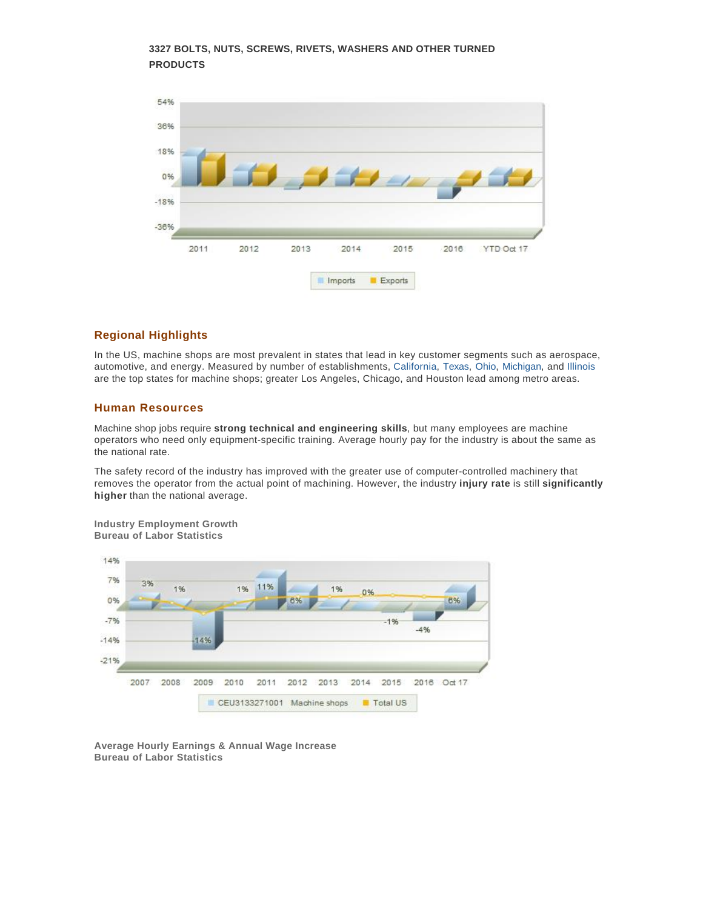**3327 BOLTS, NUTS, SCREWS, RIVETS, WASHERS AND OTHER TURNED PRODUCTS**

## Regional Highlights

In the US, machine shops are most prevalent in states that lead in key customer segments such as aerospace, automotive, and energy. Measured by number of establishments, California, Texas, Ohio, Michigan, and Illinois are the top states for machine shops; greater Los Angeles, Chicago, and Houston lead among metro areas.

## Human Resources

Machine shop jobs require **strong technical and engineering skills**, but many employees are machine operators who need only equipment-specific training. Average hourly pay for the industry is about the same as the national rate.

The safety record of the industry has improved with the greater use of computer-controlled machinery that removes the operator from the actual point of machining. However, the industry **injury rate** is still **significantly higher** than the national average.

**Industry Employment Growth**
**Bureau of Labor Statistics**

**Average Hourly Earnings & Annual Wage Increase**
**Bureau of Labor Statistics**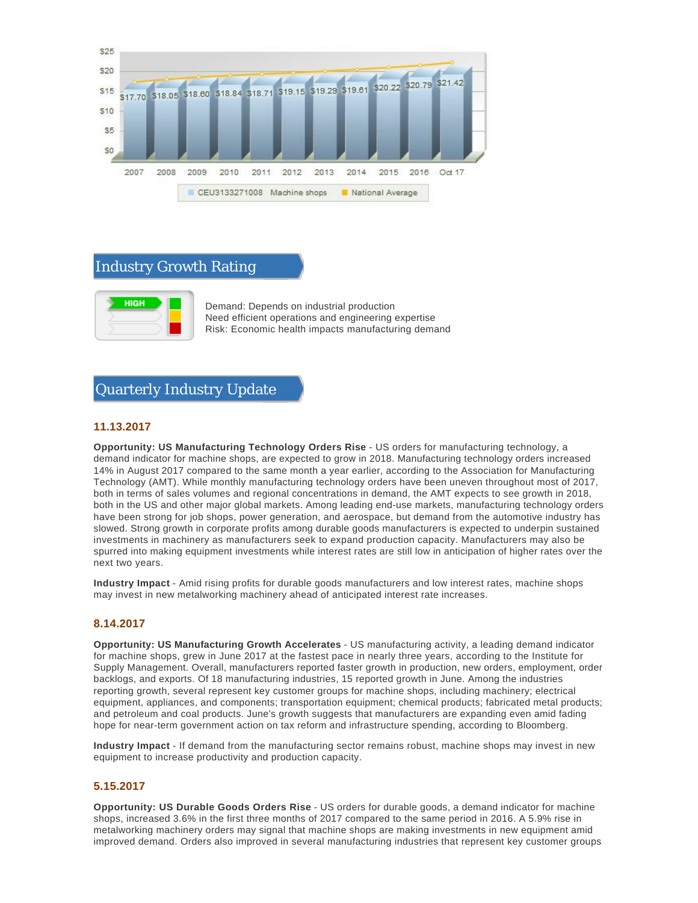| Year | CEU3133271008 Machine shops |
|---|---|
| 2007 | $17.70 |
| 2008 | $18.05 |
| 2009 | $18.60 |
| 2010 | $18.84 |
| 2011 | $18.71 |
| 2012 | $19.15 |
| 2013 | $19.29 |
| 2014 | $19.61 |
| 2015 | $20.22 |
| 2016 | $20.79 |
| Oct 17 | $21.42 |

CEU3133271008 Machine shops ■ National Average

## Industry Growth Rating

HIGH

Demand: Depends on industrial production
Need efficient operations and engineering expertise
Risk: Economic health impacts manufacturing demand

## Quarterly Industry Update

### 11.13.2017

**Opportunity: US Manufacturing Technology Orders Rise** - US orders for manufacturing technology, a demand indicator for machine shops, are expected to grow in 2018. Manufacturing technology orders increased 14% in August 2017 compared to the same month a year earlier, according to the Association for Manufacturing Technology (AMT). While monthly manufacturing technology orders have been uneven throughout most of 2017, both in terms of sales volumes and regional concentrations in demand, the AMT expects to see growth in 2018, both in the US and other major global markets. Among leading end-use markets, manufacturing technology orders have been strong for job shops, power generation, and aerospace, but demand from the automotive industry has slowed. Strong growth in corporate profits among durable goods manufacturers is expected to underpin sustained investments in machinery as manufacturers seek to expand production capacity. Manufacturers may also be spurred into making equipment investments while interest rates are still low in anticipation of higher rates over the next two years.

**Industry Impact** - Amid rising profits for durable goods manufacturers and low interest rates, machine shops may invest in new metalworking machinery ahead of anticipated interest rate increases.

### 8.14.2017

**Opportunity: US Manufacturing Growth Accelerates** - US manufacturing activity, a leading demand indicator for machine shops, grew in June 2017 at the fastest pace in nearly three years, according to the Institute for Supply Management. Overall, manufacturers reported faster growth in production, new orders, employment, order backlogs, and exports. Of 18 manufacturing industries, 15 reported growth in June. Among the industries reporting growth, several represent key customer groups for machine shops, including machinery; electrical equipment, appliances, and components; transportation equipment; chemical products; fabricated metal products; and petroleum and coal products. June's growth suggests that manufacturers are expanding even amid fading hope for near-term government action on tax reform and infrastructure spending, according to Bloomberg.

**Industry Impact** - If demand from the manufacturing sector remains robust, machine shops may invest in new equipment to increase productivity and production capacity.

### 5.15.2017

**Opportunity: US Durable Goods Orders Rise** - US orders for durable goods, a demand indicator for machine shops, increased 3.6% in the first three months of 2017 compared to the same period in 2016. A 5.9% rise in metalworking machinery orders may signal that machine shops are making investments in new equipment amid improved demand. Orders also improved in several manufacturing industries that represent key customer groups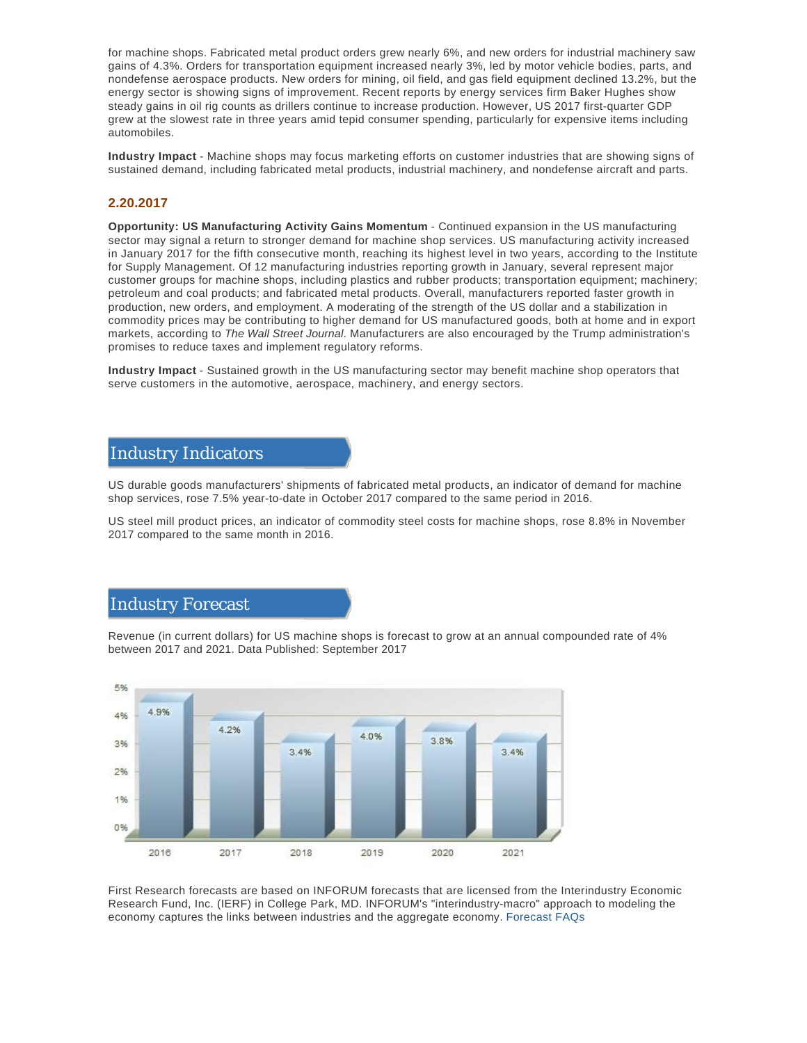for machine shops. Fabricated metal product orders grew nearly 6%, and new orders for industrial machinery saw gains of 4.3%. Orders for transportation equipment increased nearly 3%, led by motor vehicle bodies, parts, and nondefense aerospace products. New orders for mining, oil field, and gas field equipment declined 13.2%, but the energy sector is showing signs of improvement. Recent reports by energy services firm Baker Hughes show steady gains in oil rig counts as drillers continue to increase production. However, US 2017 first-quarter GDP grew at the slowest rate in three years amid tepid consumer spending, particularly for expensive items including automobiles.

**Industry Impact** - Machine shops may focus marketing efforts on customer industries that are showing signs of sustained demand, including fabricated metal products, industrial machinery, and nondefense aircraft and parts.

### 2.20.2017

**Opportunity: US Manufacturing Activity Gains Momentum** - Continued expansion in the US manufacturing sector may signal a return to stronger demand for machine shop services. US manufacturing activity increased in January 2017 for the fifth consecutive month, reaching its highest level in two years, according to the Institute for Supply Management. Of 12 manufacturing industries reporting growth in January, several represent major customer groups for machine shops, including plastics and rubber products; transportation equipment; machinery; petroleum and coal products; and fabricated metal products. Overall, manufacturers reported faster growth in production, new orders, and employment. A moderating of the strength of the US dollar and a stabilization in commodity prices may be contributing to higher demand for US manufactured goods, both at home and in export markets, according to *The Wall Street Journal*. Manufacturers are also encouraged by the Trump administration's promises to reduce taxes and implement regulatory reforms.

**Industry Impact** - Sustained growth in the US manufacturing sector may benefit machine shop operators that serve customers in the automotive, aerospace, machinery, and energy sectors.

## Industry Indicators

US durable goods manufacturers' shipments of fabricated metal products, an indicator of demand for machine shop services, rose 7.5% year-to-date in October 2017 compared to the same period in 2016.

US steel mill product prices, an indicator of commodity steel costs for machine shops, rose 8.8% in November 2017 compared to the same month in 2016.

## Industry Forecast

Revenue (in current dollars) for US machine shops is forecast to grow at an annual compounded rate of 4% between 2017 and 2021. Data Published: September 2017

| Year | Growth |
|---|---|
| 2016 | 4.9% |
| 2017 | 4.2% |
| 2018 | 3.4% |
| 2019 | 4.0% |
| 2020 | 3.8% |
| 2021 | 3.4% |

First Research forecasts are based on INFORUM forecasts that are licensed from the Interindustry Economic Research Fund, Inc. (IERF) in College Park, MD. INFORUM's "interindustry-macro" approach to modeling the economy captures the links between industries and the aggregate economy. Forecast FAQs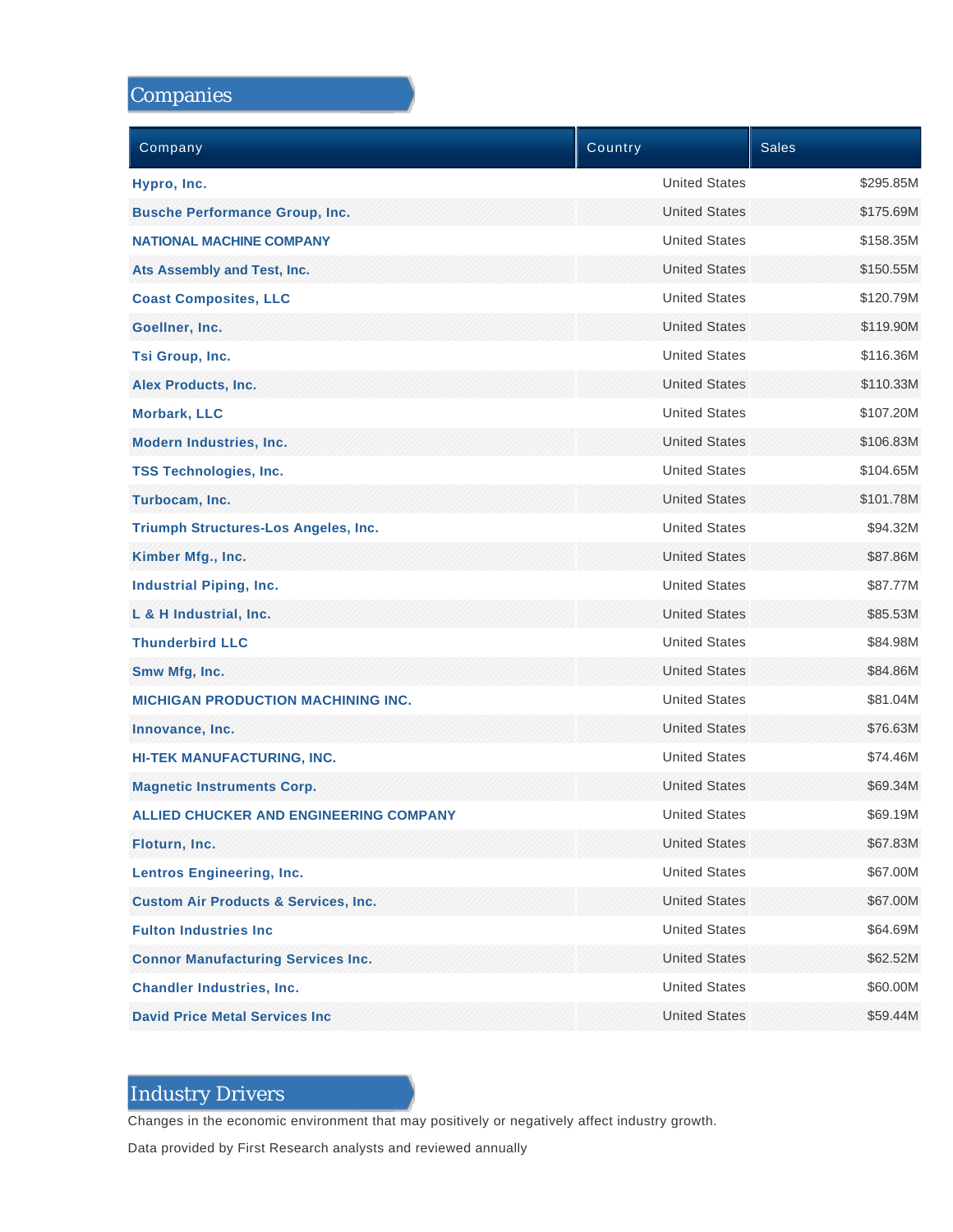## Companies

| Company | Country | Sales |
|---|---|---|
| Hypro, Inc. | United States | $295.85M |
| Busche Performance Group, Inc. | United States | $175.69M |
| NATIONAL MACHINE COMPANY | United States | $158.35M |
| Ats Assembly and Test, Inc. | United States | $150.55M |
| Coast Composites, LLC | United States | $120.79M |
| Goellner, Inc. | United States | $119.90M |
| Tsi Group, Inc. | United States | $116.36M |
| Alex Products, Inc. | United States | $110.33M |
| Morbark, LLC | United States | $107.20M |
| Modern Industries, Inc. | United States | $106.83M |
| TSS Technologies, Inc. | United States | $104.65M |
| Turbocam, Inc. | United States | $101.78M |
| Triumph Structures-Los Angeles, Inc. | United States | $94.32M |
| Kimber Mfg., Inc. | United States | $87.86M |
| Industrial Piping, Inc. | United States | $87.77M |
| L & H Industrial, Inc. | United States | $85.53M |
| Thunderbird LLC | United States | $84.98M |
| Smw Mfg, Inc. | United States | $84.86M |
| MICHIGAN PRODUCTION MACHINING INC. | United States | $81.04M |
| Innovance, Inc. | United States | $76.63M |
| HI-TEK MANUFACTURING, INC. | United States | $74.46M |
| Magnetic Instruments Corp. | United States | $69.34M |
| ALLIED CHUCKER AND ENGINEERING COMPANY | United States | $69.19M |
| Floturn, Inc. | United States | $67.83M |
| Lentros Engineering, Inc. | United States | $67.00M |
| Custom Air Products & Services, Inc. | United States | $67.00M |
| Fulton Industries Inc | United States | $64.69M |
| Connor Manufacturing Services Inc. | United States | $62.52M |
| Chandler Industries, Inc. | United States | $60.00M |
| David Price Metal Services Inc | United States | $59.44M |

## Industry Drivers

Changes in the economic environment that may positively or negatively affect industry growth.

Data provided by First Research analysts and reviewed annually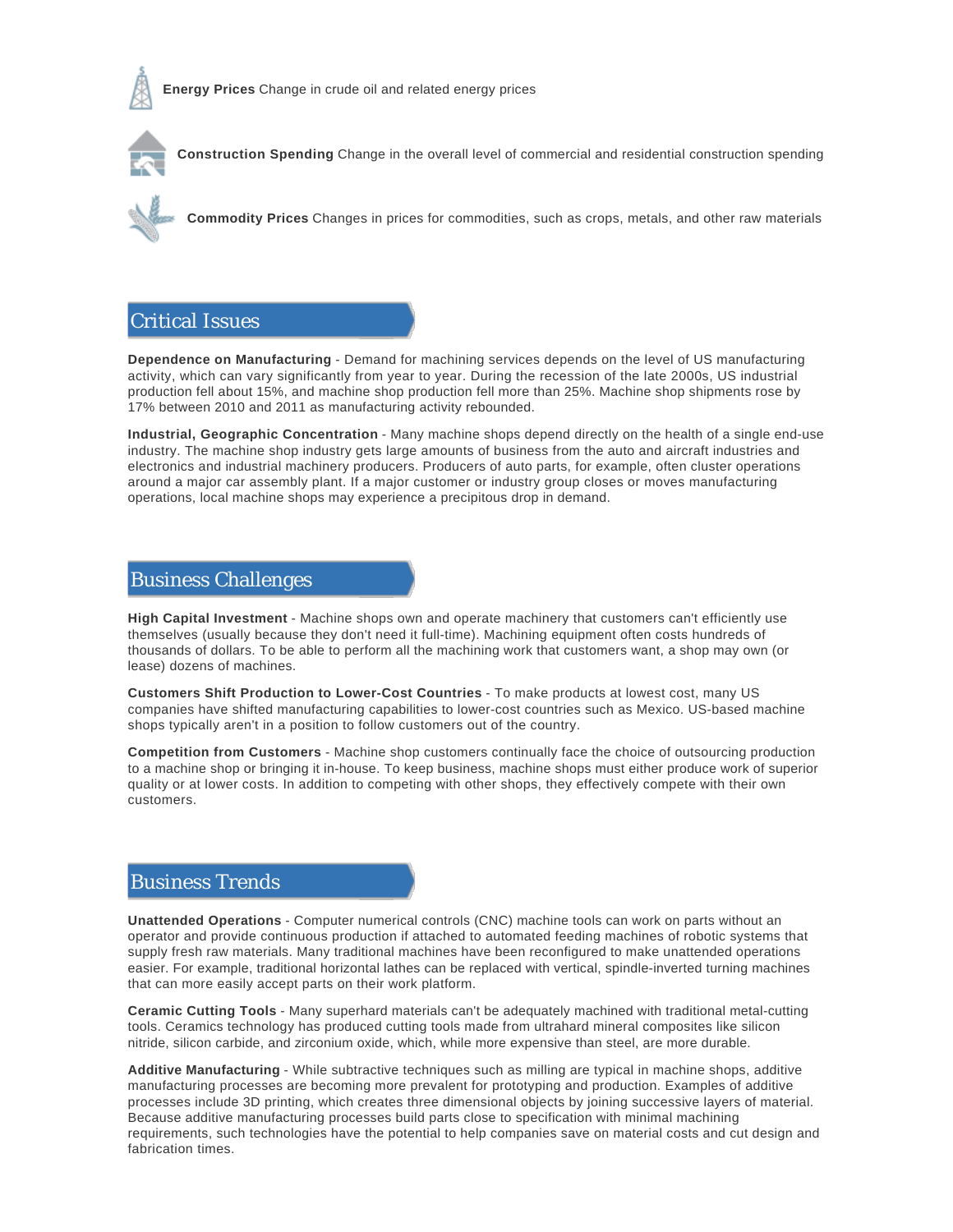**Energy Prices** Change in crude oil and related energy prices

**Construction Spending** Change in the overall level of commercial and residential construction spending

**Commodity Prices** Changes in prices for commodities, such as crops, metals, and other raw materials

## Critical Issues

**Dependence on Manufacturing** - Demand for machining services depends on the level of US manufacturing activity, which can vary significantly from year to year. During the recession of the late 2000s, US industrial production fell about 15%, and machine shop production fell more than 25%. Machine shop shipments rose by 17% between 2010 and 2011 as manufacturing activity rebounded.

**Industrial, Geographic Concentration** - Many machine shops depend directly on the health of a single end-use industry. The machine shop industry gets large amounts of business from the auto and aircraft industries and electronics and industrial machinery producers. Producers of auto parts, for example, often cluster operations around a major car assembly plant. If a major customer or industry group closes or moves manufacturing operations, local machine shops may experience a precipitous drop in demand.

## Business Challenges

**High Capital Investment** - Machine shops own and operate machinery that customers can't efficiently use themselves (usually because they don't need it full-time). Machining equipment often costs hundreds of thousands of dollars. To be able to perform all the machining work that customers want, a shop may own (or lease) dozens of machines.

**Customers Shift Production to Lower-Cost Countries** - To make products at lowest cost, many US companies have shifted manufacturing capabilities to lower-cost countries such as Mexico. US-based machine shops typically aren't in a position to follow customers out of the country.

**Competition from Customers** - Machine shop customers continually face the choice of outsourcing production to a machine shop or bringing it in-house. To keep business, machine shops must either produce work of superior quality or at lower costs. In addition to competing with other shops, they effectively compete with their own customers.

## Business Trends

**Unattended Operations** - Computer numerical controls (CNC) machine tools can work on parts without an operator and provide continuous production if attached to automated feeding machines of robotic systems that supply fresh raw materials. Many traditional machines have been reconfigured to make unattended operations easier. For example, traditional horizontal lathes can be replaced with vertical, spindle-inverted turning machines that can more easily accept parts on their work platform.

**Ceramic Cutting Tools** - Many superhard materials can't be adequately machined with traditional metal-cutting tools. Ceramics technology has produced cutting tools made from ultrahard mineral composites like silicon nitride, silicon carbide, and zirconium oxide, which, while more expensive than steel, are more durable.

**Additive Manufacturing** - While subtractive techniques such as milling are typical in machine shops, additive manufacturing processes are becoming more prevalent for prototyping and production. Examples of additive processes include 3D printing, which creates three dimensional objects by joining successive layers of material. Because additive manufacturing processes build parts close to specification with minimal machining requirements, such technologies have the potential to help companies save on material costs and cut design and fabrication times.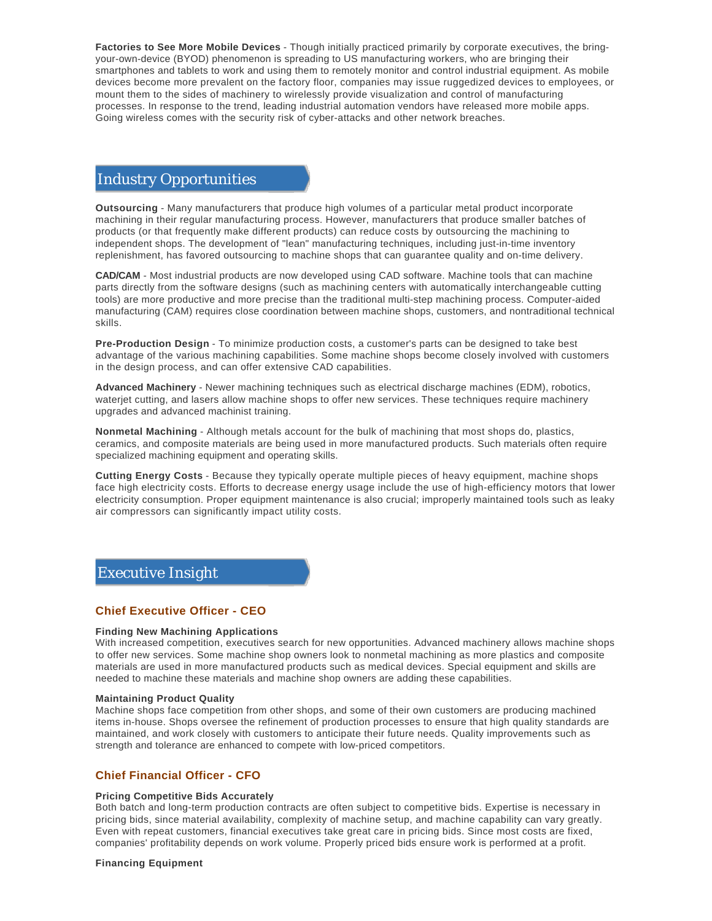**Factories to See More Mobile Devices** - Though initially practiced primarily by corporate executives, the bring-your-own-device (BYOD) phenomenon is spreading to US manufacturing workers, who are bringing their smartphones and tablets to work and using them to remotely monitor and control industrial equipment. As mobile devices become more prevalent on the factory floor, companies may issue ruggedized devices to employees, or mount them to the sides of machinery to wirelessly provide visualization and control of manufacturing processes. In response to the trend, leading industrial automation vendors have released more mobile apps. Going wireless comes with the security risk of cyber-attacks and other network breaches.

## Industry Opportunities

**Outsourcing** - Many manufacturers that produce high volumes of a particular metal product incorporate machining in their regular manufacturing process. However, manufacturers that produce smaller batches of products (or that frequently make different products) can reduce costs by outsourcing the machining to independent shops. The development of "lean" manufacturing techniques, including just-in-time inventory replenishment, has favored outsourcing to machine shops that can guarantee quality and on-time delivery.

**CAD/CAM** - Most industrial products are now developed using CAD software. Machine tools that can machine parts directly from the software designs (such as machining centers with automatically interchangeable cutting tools) are more productive and more precise than the traditional multi-step machining process. Computer-aided manufacturing (CAM) requires close coordination between machine shops, customers, and nontraditional technical skills.

**Pre-Production Design** - To minimize production costs, a customer's parts can be designed to take best advantage of the various machining capabilities. Some machine shops become closely involved with customers in the design process, and can offer extensive CAD capabilities.

**Advanced Machinery** - Newer machining techniques such as electrical discharge machines (EDM), robotics, waterjet cutting, and lasers allow machine shops to offer new services. These techniques require machinery upgrades and advanced machinist training.

**Nonmetal Machining** - Although metals account for the bulk of machining that most shops do, plastics, ceramics, and composite materials are being used in more manufactured products. Such materials often require specialized machining equipment and operating skills.

**Cutting Energy Costs** - Because they typically operate multiple pieces of heavy equipment, machine shops face high electricity costs. Efforts to decrease energy usage include the use of high-efficiency motors that lower electricity consumption. Proper equipment maintenance is also crucial; improperly maintained tools such as leaky air compressors can significantly impact utility costs.

## Executive Insight

### Chief Executive Officer - CEO

**Finding New Machining Applications**
With increased competition, executives search for new opportunities. Advanced machinery allows machine shops to offer new services. Some machine shop owners look to nonmetal machining as more plastics and composite materials are used in more manufactured products such as medical devices. Special equipment and skills are needed to machine these materials and machine shop owners are adding these capabilities.

**Maintaining Product Quality**
Machine shops face competition from other shops, and some of their own customers are producing machined items in-house. Shops oversee the refinement of production processes to ensure that high quality standards are maintained, and work closely with customers to anticipate their future needs. Quality improvements such as strength and tolerance are enhanced to compete with low-priced competitors.

### Chief Financial Officer - CFO

**Pricing Competitive Bids Accurately**
Both batch and long-term production contracts are often subject to competitive bids. Expertise is necessary in pricing bids, since material availability, complexity of machine setup, and machine capability can vary greatly. Even with repeat customers, financial executives take great care in pricing bids. Since most costs are fixed, companies' profitability depends on work volume. Properly priced bids ensure work is performed at a profit.

**Financing Equipment**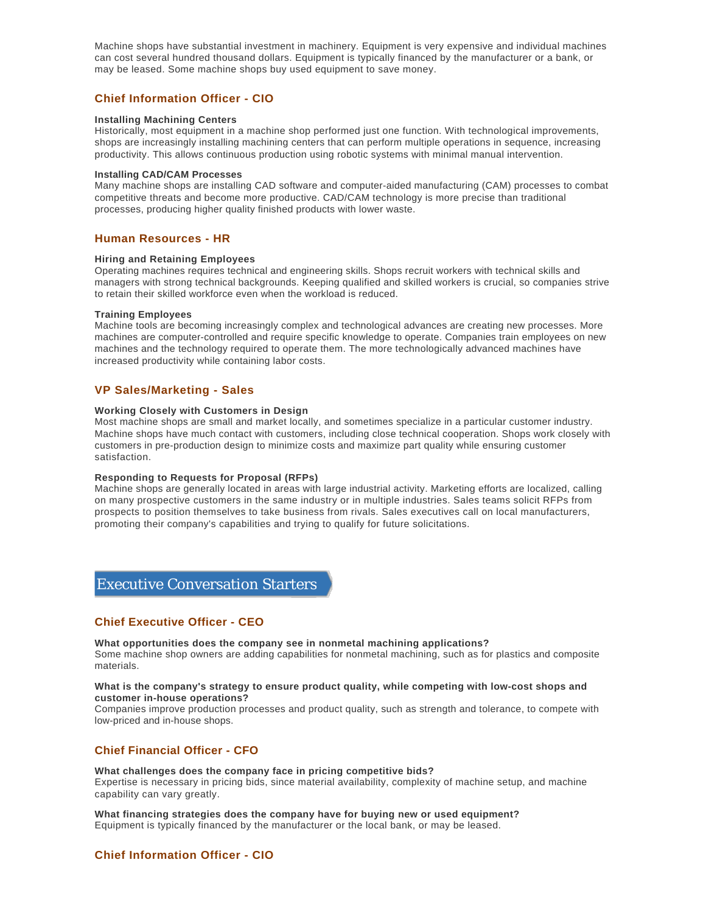Machine shops have substantial investment in machinery. Equipment is very expensive and individual machines can cost several hundred thousand dollars. Equipment is typically financed by the manufacturer or a bank, or may be leased. Some machine shops buy used equipment to save money.

### Chief Information Officer - CIO

**Installing Machining Centers**
Historically, most equipment in a machine shop performed just one function. With technological improvements, shops are increasingly installing machining centers that can perform multiple operations in sequence, increasing productivity. This allows continuous production using robotic systems with minimal manual intervention.

**Installing CAD/CAM Processes**
Many machine shops are installing CAD software and computer-aided manufacturing (CAM) processes to combat competitive threats and become more productive. CAD/CAM technology is more precise than traditional processes, producing higher quality finished products with lower waste.

### Human Resources - HR

**Hiring and Retaining Employees**
Operating machines requires technical and engineering skills. Shops recruit workers with technical skills and managers with strong technical backgrounds. Keeping qualified and skilled workers is crucial, so companies strive to retain their skilled workforce even when the workload is reduced.

**Training Employees**
Machine tools are becoming increasingly complex and technological advances are creating new processes. More machines are computer-controlled and require specific knowledge to operate. Companies train employees on new machines and the technology required to operate them. The more technologically advanced machines have increased productivity while containing labor costs.

### VP Sales/Marketing - Sales

**Working Closely with Customers in Design**
Most machine shops are small and market locally, and sometimes specialize in a particular customer industry. Machine shops have much contact with customers, including close technical cooperation. Shops work closely with customers in pre-production design to minimize costs and maximize part quality while ensuring customer satisfaction.

**Responding to Requests for Proposal (RFPs)**
Machine shops are generally located in areas with large industrial activity. Marketing efforts are localized, calling on many prospective customers in the same industry or in multiple industries. Sales teams solicit RFPs from prospects to position themselves to take business from rivals. Sales executives call on local manufacturers, promoting their company's capabilities and trying to qualify for future solicitations.

## Executive Conversation Starters

### Chief Executive Officer - CEO

**What opportunities does the company see in nonmetal machining applications?**
Some machine shop owners are adding capabilities for nonmetal machining, such as for plastics and composite materials.

**What is the company's strategy to ensure product quality, while competing with low-cost shops and customer in-house operations?**
Companies improve production processes and product quality, such as strength and tolerance, to compete with low-priced and in-house shops.

### Chief Financial Officer - CFO

**What challenges does the company face in pricing competitive bids?**
Expertise is necessary in pricing bids, since material availability, complexity of machine setup, and machine capability can vary greatly.

**What financing strategies does the company have for buying new or used equipment?**
Equipment is typically financed by the manufacturer or the local bank, or may be leased.

### Chief Information Officer - CIO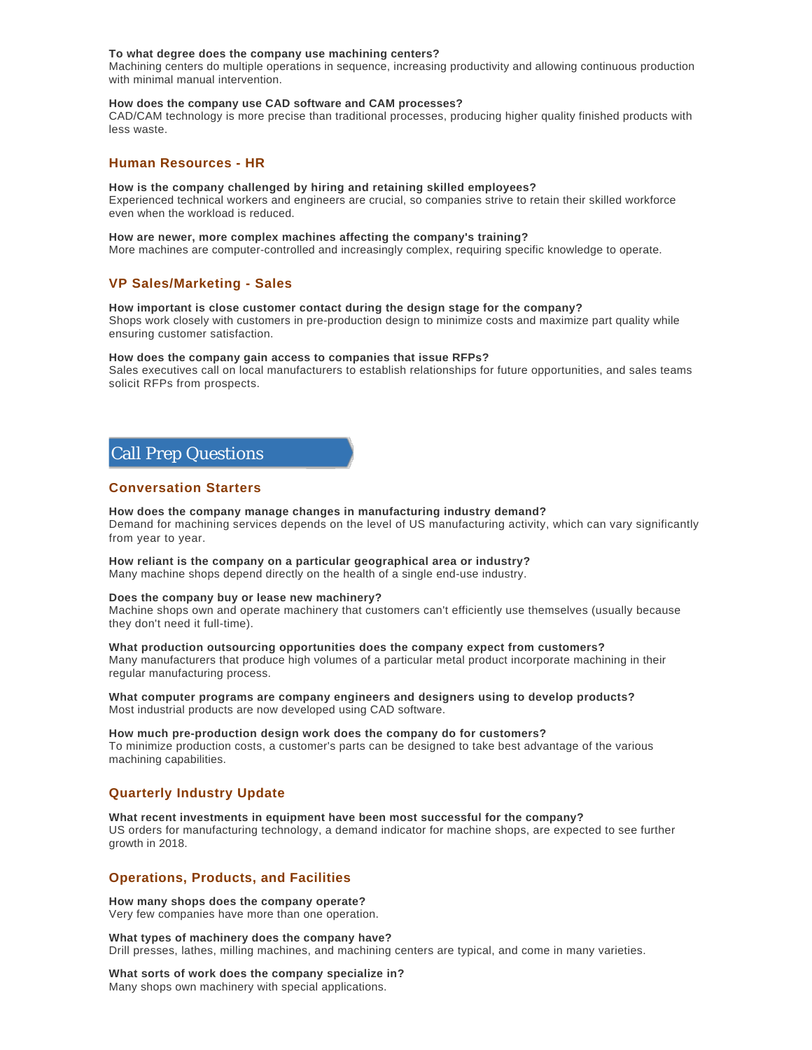**To what degree does the company use machining centers?**
Machining centers do multiple operations in sequence, increasing productivity and allowing continuous production with minimal manual intervention.

**How does the company use CAD software and CAM processes?**
CAD/CAM technology is more precise than traditional processes, producing higher quality finished products with less waste.

### Human Resources - HR

**How is the company challenged by hiring and retaining skilled employees?**
Experienced technical workers and engineers are crucial, so companies strive to retain their skilled workforce even when the workload is reduced.

**How are newer, more complex machines affecting the company's training?**
More machines are computer-controlled and increasingly complex, requiring specific knowledge to operate.

### VP Sales/Marketing - Sales

**How important is close customer contact during the design stage for the company?**
Shops work closely with customers in pre-production design to minimize costs and maximize part quality while ensuring customer satisfaction.

**How does the company gain access to companies that issue RFPs?**
Sales executives call on local manufacturers to establish relationships for future opportunities, and sales teams solicit RFPs from prospects.

## Call Prep Questions

### Conversation Starters

**How does the company manage changes in manufacturing industry demand?**
Demand for machining services depends on the level of US manufacturing activity, which can vary significantly from year to year.

**How reliant is the company on a particular geographical area or industry?**
Many machine shops depend directly on the health of a single end-use industry.

**Does the company buy or lease new machinery?**
Machine shops own and operate machinery that customers can't efficiently use themselves (usually because they don't need it full-time).

**What production outsourcing opportunities does the company expect from customers?**
Many manufacturers that produce high volumes of a particular metal product incorporate machining in their regular manufacturing process.

**What computer programs are company engineers and designers using to develop products?**
Most industrial products are now developed using CAD software.

**How much pre-production design work does the company do for customers?**
To minimize production costs, a customer's parts can be designed to take best advantage of the various machining capabilities.

### Quarterly Industry Update

**What recent investments in equipment have been most successful for the company?**
US orders for manufacturing technology, a demand indicator for machine shops, are expected to see further growth in 2018.

### Operations, Products, and Facilities

**How many shops does the company operate?**
Very few companies have more than one operation.

**What types of machinery does the company have?**
Drill presses, lathes, milling machines, and machining centers are typical, and come in many varieties.

**What sorts of work does the company specialize in?**
Many shops own machinery with special applications.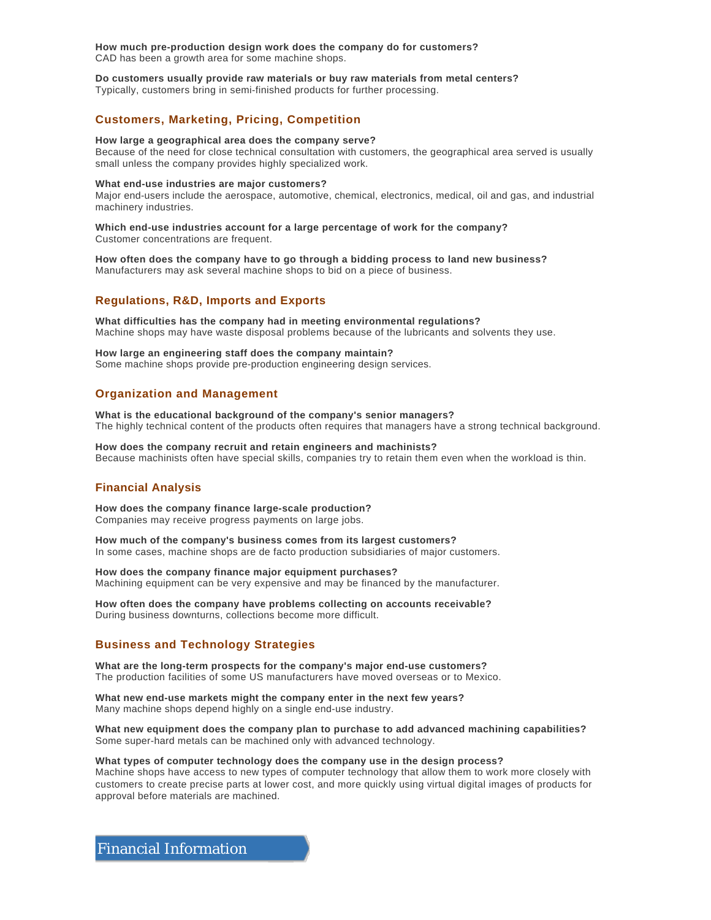**How much pre-production design work does the company do for customers?**
CAD has been a growth area for some machine shops.

**Do customers usually provide raw materials or buy raw materials from metal centers?**
Typically, customers bring in semi-finished products for further processing.

## Customers, Marketing, Pricing, Competition

**How large a geographical area does the company serve?**
Because of the need for close technical consultation with customers, the geographical area served is usually small unless the company provides highly specialized work.

**What end-use industries are major customers?**
Major end-users include the aerospace, automotive, chemical, electronics, medical, oil and gas, and industrial machinery industries.

**Which end-use industries account for a large percentage of work for the company?**
Customer concentrations are frequent.

**How often does the company have to go through a bidding process to land new business?**
Manufacturers may ask several machine shops to bid on a piece of business.

## Regulations, R&D, Imports and Exports

**What difficulties has the company had in meeting environmental regulations?**
Machine shops may have waste disposal problems because of the lubricants and solvents they use.

**How large an engineering staff does the company maintain?**
Some machine shops provide pre-production engineering design services.

## Organization and Management

**What is the educational background of the company's senior managers?**
The highly technical content of the products often requires that managers have a strong technical background.

**How does the company recruit and retain engineers and machinists?**
Because machinists often have special skills, companies try to retain them even when the workload is thin.

## Financial Analysis

**How does the company finance large-scale production?**
Companies may receive progress payments on large jobs.

**How much of the company's business comes from its largest customers?**
In some cases, machine shops are de facto production subsidiaries of major customers.

**How does the company finance major equipment purchases?**
Machining equipment can be very expensive and may be financed by the manufacturer.

**How often does the company have problems collecting on accounts receivable?**
During business downturns, collections become more difficult.

## Business and Technology Strategies

**What are the long-term prospects for the company's major end-use customers?**
The production facilities of some US manufacturers have moved overseas or to Mexico.

**What new end-use markets might the company enter in the next few years?**
Many machine shops depend highly on a single end-use industry.

**What new equipment does the company plan to purchase to add advanced machining capabilities?**
Some super-hard metals can be machined only with advanced technology.

**What types of computer technology does the company use in the design process?**
Machine shops have access to new types of computer technology that allow them to work more closely with customers to create precise parts at lower cost, and more quickly using virtual digital images of products for approval before materials are machined.

# Financial Information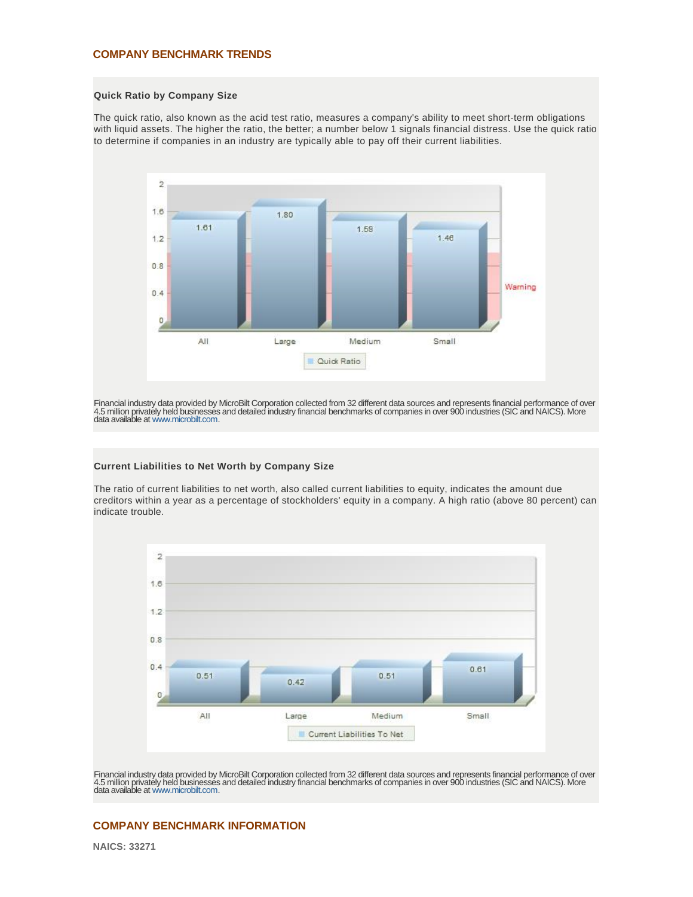## COMPANY BENCHMARK TRENDS

### Quick Ratio by Company Size

The quick ratio, also known as the acid test ratio, measures a company's ability to meet short-term obligations with liquid assets. The higher the ratio, the better; a number below 1 signals financial distress. Use the quick ratio to determine if companies in an industry are typically able to pay off their current liabilities.

| | All | Large | Medium | Small |
|---|---|---|---|---|
| Quick Ratio | 1.61 | 1.80 | 1.59 | 1.46 |

Financial industry data provided by MicroBilt Corporation collected from 32 different data sources and represents financial performance of over 4.5 million privately held businesses and detailed industry financial benchmarks of companies in over 900 industries (SIC and NAICS). More data available at www.microbilt.com.

### Current Liabilities to Net Worth by Company Size

The ratio of current liabilities to net worth, also called current liabilities to equity, indicates the amount due creditors within a year as a percentage of stockholders' equity in a company. A high ratio (above 80 percent) can indicate trouble.

| | All | Large | Medium | Small |
|---|---|---|---|---|
| Current Liabilities To Net | 0.51 | 0.42 | 0.51 | 0.61 |

Financial industry data provided by MicroBilt Corporation collected from 32 different data sources and represents financial performance of over 4.5 million privately held businesses and detailed industry financial benchmarks of companies in over 900 industries (SIC and NAICS). More data available at www.microbilt.com.

## COMPANY BENCHMARK INFORMATION

**NAICS: 33271**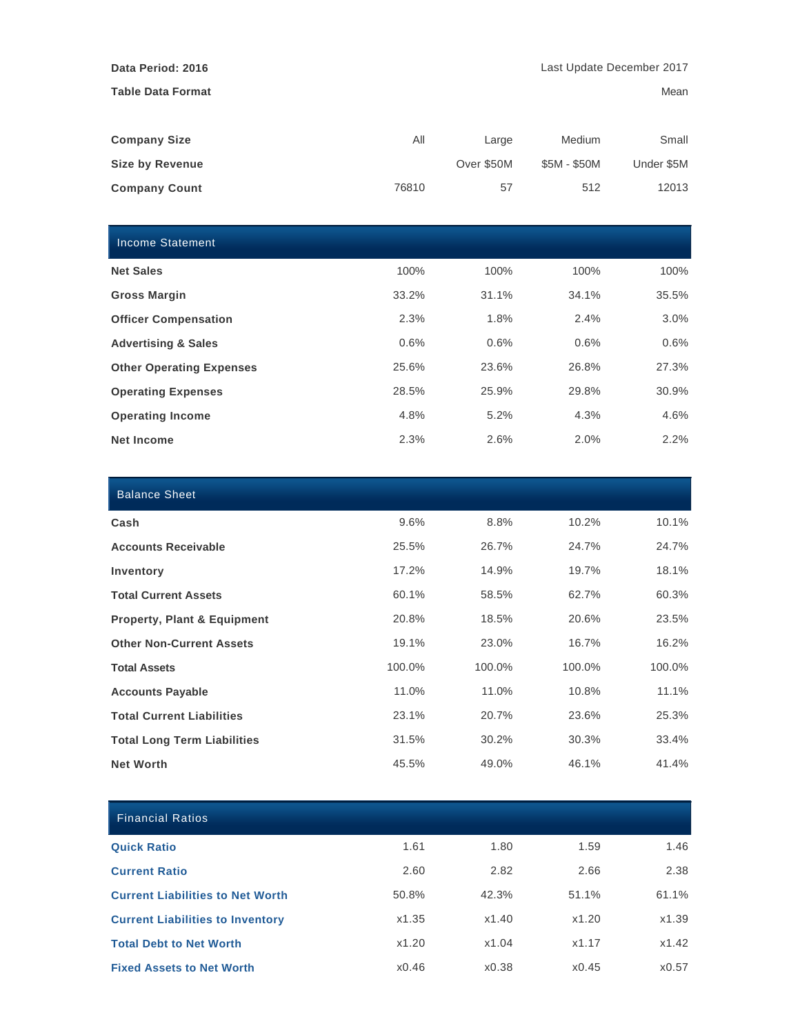**Data Period: 2016** Last Update December 2017

**Table Data Format** Mean

| **Company Size** | All | Large | Medium | Small |
|---|---|---|---|---|
| **Size by Revenue** | | Over $50M | $5M - $50M | Under $5M |
| **Company Count** | 76810 | 57 | 512 | 12013 |

| Income Statement | | | | |
|---|---|---|---|---|
| **Net Sales** | 100% | 100% | 100% | 100% |
| **Gross Margin** | 33.2% | 31.1% | 34.1% | 35.5% |
| **Officer Compensation** | 2.3% | 1.8% | 2.4% | 3.0% |
| **Advertising & Sales** | 0.6% | 0.6% | 0.6% | 0.6% |
| **Other Operating Expenses** | 25.6% | 23.6% | 26.8% | 27.3% |
| **Operating Expenses** | 28.5% | 25.9% | 29.8% | 30.9% |
| **Operating Income** | 4.8% | 5.2% | 4.3% | 4.6% |
| **Net Income** | 2.3% | 2.6% | 2.0% | 2.2% |

| Balance Sheet | | | | |
|---|---|---|---|---|
| **Cash** | 9.6% | 8.8% | 10.2% | 10.1% |
| **Accounts Receivable** | 25.5% | 26.7% | 24.7% | 24.7% |
| **Inventory** | 17.2% | 14.9% | 19.7% | 18.1% |
| **Total Current Assets** | 60.1% | 58.5% | 62.7% | 60.3% |
| **Property, Plant & Equipment** | 20.8% | 18.5% | 20.6% | 23.5% |
| **Other Non-Current Assets** | 19.1% | 23.0% | 16.7% | 16.2% |
| **Total Assets** | 100.0% | 100.0% | 100.0% | 100.0% |
| **Accounts Payable** | 11.0% | 11.0% | 10.8% | 11.1% |
| **Total Current Liabilities** | 23.1% | 20.7% | 23.6% | 25.3% |
| **Total Long Term Liabilities** | 31.5% | 30.2% | 30.3% | 33.4% |
| **Net Worth** | 45.5% | 49.0% | 46.1% | 41.4% |

| Financial Ratios | | | | |
|---|---|---|---|---|
| **Quick Ratio** | 1.61 | 1.80 | 1.59 | 1.46 |
| **Current Ratio** | 2.60 | 2.82 | 2.66 | 2.38 |
| **Current Liabilities to Net Worth** | 50.8% | 42.3% | 51.1% | 61.1% |
| **Current Liabilities to Inventory** | x1.35 | x1.40 | x1.20 | x1.39 |
| **Total Debt to Net Worth** | x1.20 | x1.04 | x1.17 | x1.42 |
| **Fixed Assets to Net Worth** | x0.46 | x0.38 | x0.45 | x0.57 |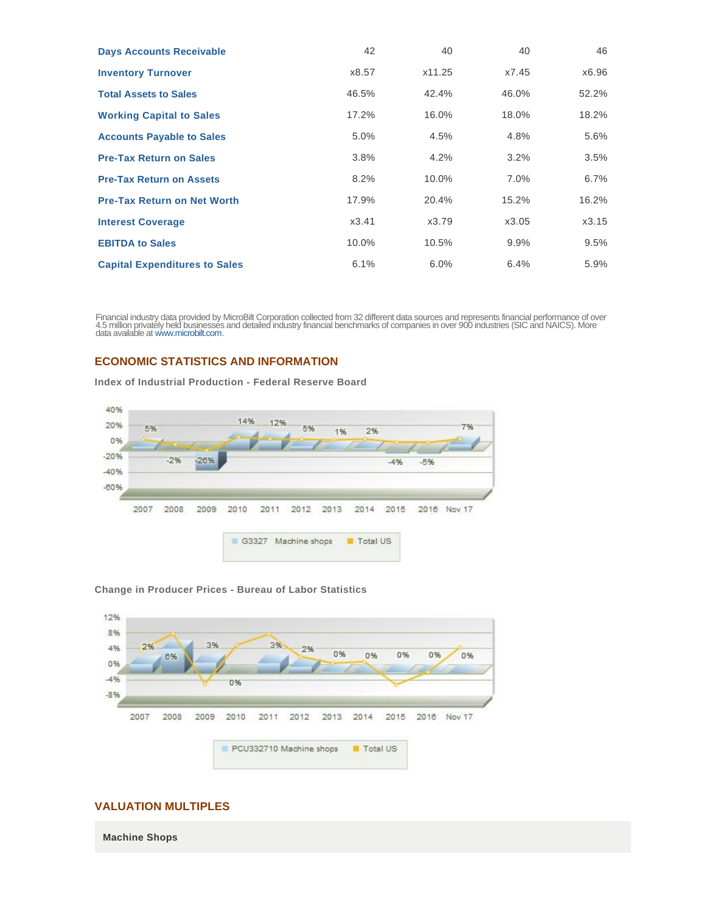| | | | | |
|---|---|---|---|---|
| **Days Accounts Receivable** | 42 | 40 | 40 | 46 |
| **Inventory Turnover** | x8.57 | x11.25 | x7.45 | x6.96 |
| **Total Assets to Sales** | 46.5% | 42.4% | 46.0% | 52.2% |
| **Working Capital to Sales** | 17.2% | 16.0% | 18.0% | 18.2% |
| **Accounts Payable to Sales** | 5.0% | 4.5% | 4.8% | 5.6% |
| **Pre-Tax Return on Sales** | 3.8% | 4.2% | 3.2% | 3.5% |
| **Pre-Tax Return on Assets** | 8.2% | 10.0% | 7.0% | 6.7% |
| **Pre-Tax Return on Net Worth** | 17.9% | 20.4% | 15.2% | 16.2% |
| **Interest Coverage** | x3.41 | x3.79 | x3.05 | x3.15 |
| **EBITDA to Sales** | 10.0% | 10.5% | 9.9% | 9.5% |
| **Capital Expenditures to Sales** | 6.1% | 6.0% | 6.4% | 5.9% |

Financial industry data provided by MicroBilt Corporation collected from 32 different data sources and represents financial performance of over 4.5 million privately held businesses and detailed industry financial benchmarks of companies in over 900 industries (SIC and NAICS). More data available at www.microbilt.com.

## ECONOMIC STATISTICS AND INFORMATION

**Index of Industrial Production - Federal Reserve Board**

| | 2007 | 2008 | 2009 | 2010 | 2011 | 2012 | 2013 | 2014 | 2015 | 2016 | Nov 17 |
|---|---|---|---|---|---|---|---|---|---|---|---|
| G3327 Machine shops | 5% | -2% | -26% | 14% | 12% | 5% | 1% | 2% | -4% | -5% | 7% |

**Change in Producer Prices - Bureau of Labor Statistics**

| | 2007 | 2008 | 2009 | 2010 | 2011 | 2012 | 2013 | 2014 | 2015 | 2016 | Nov 17 |
|---|---|---|---|---|---|---|---|---|---|---|---|
| PCU332710 Machine shops | 2% | 6% | 3% | 0% | 3% | 2% | 0% | 0% | 0% | 0% | 0% |

## VALUATION MULTIPLES

**Machine Shops**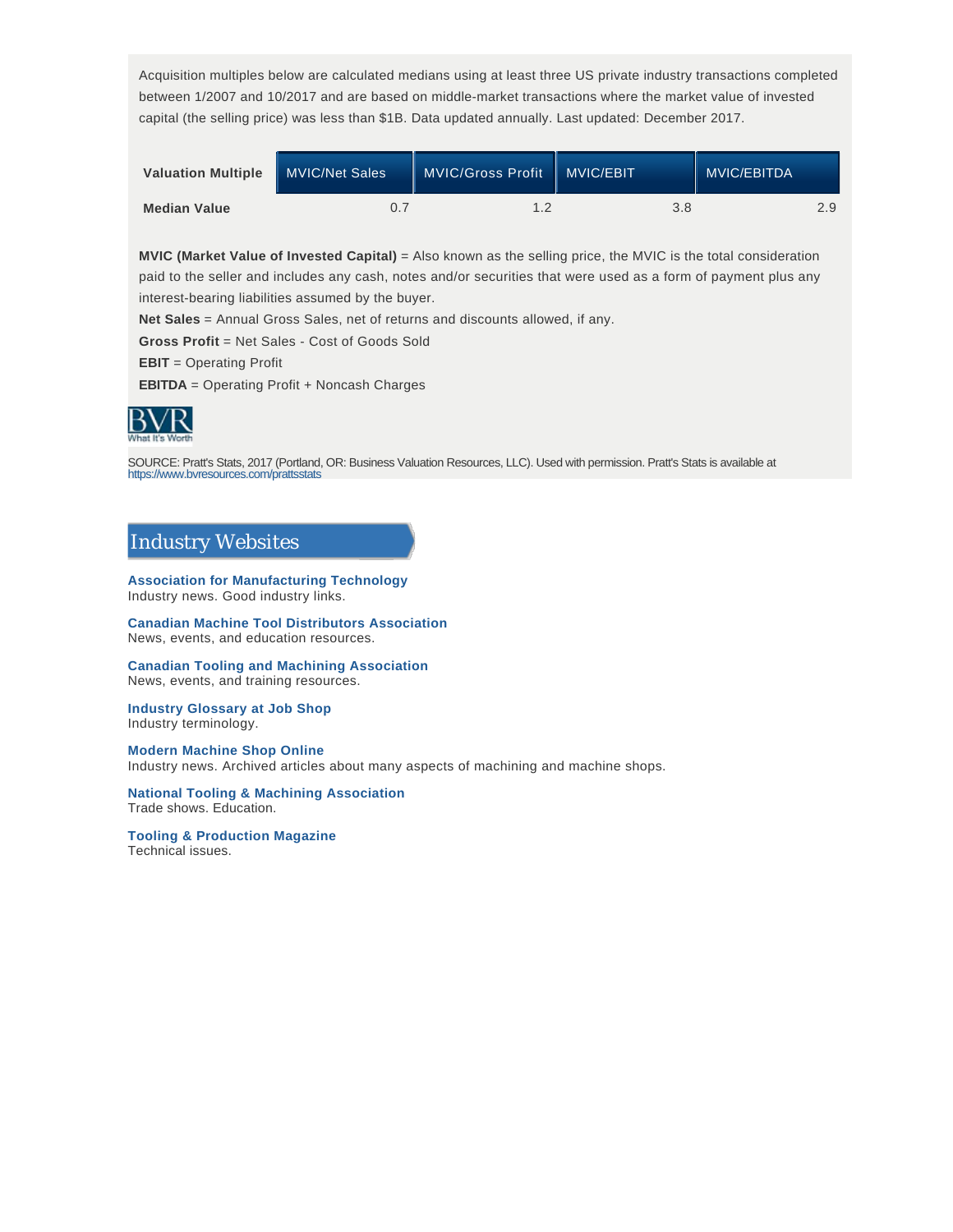Acquisition multiples below are calculated medians using at least three US private industry transactions completed between 1/2007 and 10/2017 and are based on middle-market transactions where the market value of invested capital (the selling price) was less than $1B. Data updated annually. Last updated: December 2017.

| Valuation Multiple | MVIC/Net Sales | MVIC/Gross Profit | MVIC/EBIT | MVIC/EBITDA |
|---|---|---|---|---|
| Median Value | 0.7 | 1.2 | 3.8 | 2.9 |

**MVIC (Market Value of Invested Capital)** = Also known as the selling price, the MVIC is the total consideration paid to the seller and includes any cash, notes and/or securities that were used as a form of payment plus any interest-bearing liabilities assumed by the buyer.

**Net Sales** = Annual Gross Sales, net of returns and discounts allowed, if any.

**Gross Profit** = Net Sales - Cost of Goods Sold

**EBIT** = Operating Profit

**EBITDA** = Operating Profit + Noncash Charges

BVR What It's Worth

SOURCE: Pratt's Stats, 2017 (Portland, OR: Business Valuation Resources, LLC). Used with permission. Pratt's Stats is available at https://www.bvresources.com/prattsstats

## Industry Websites

**Association for Manufacturing Technology**
Industry news. Good industry links.

**Canadian Machine Tool Distributors Association**
News, events, and education resources.

**Canadian Tooling and Machining Association**
News, events, and training resources.

**Industry Glossary at Job Shop**
Industry terminology.

**Modern Machine Shop Online**
Industry news. Archived articles about many aspects of machining and machine shops.

**National Tooling & Machining Association**
Trade shows. Education.

**Tooling & Production Magazine**
Technical issues.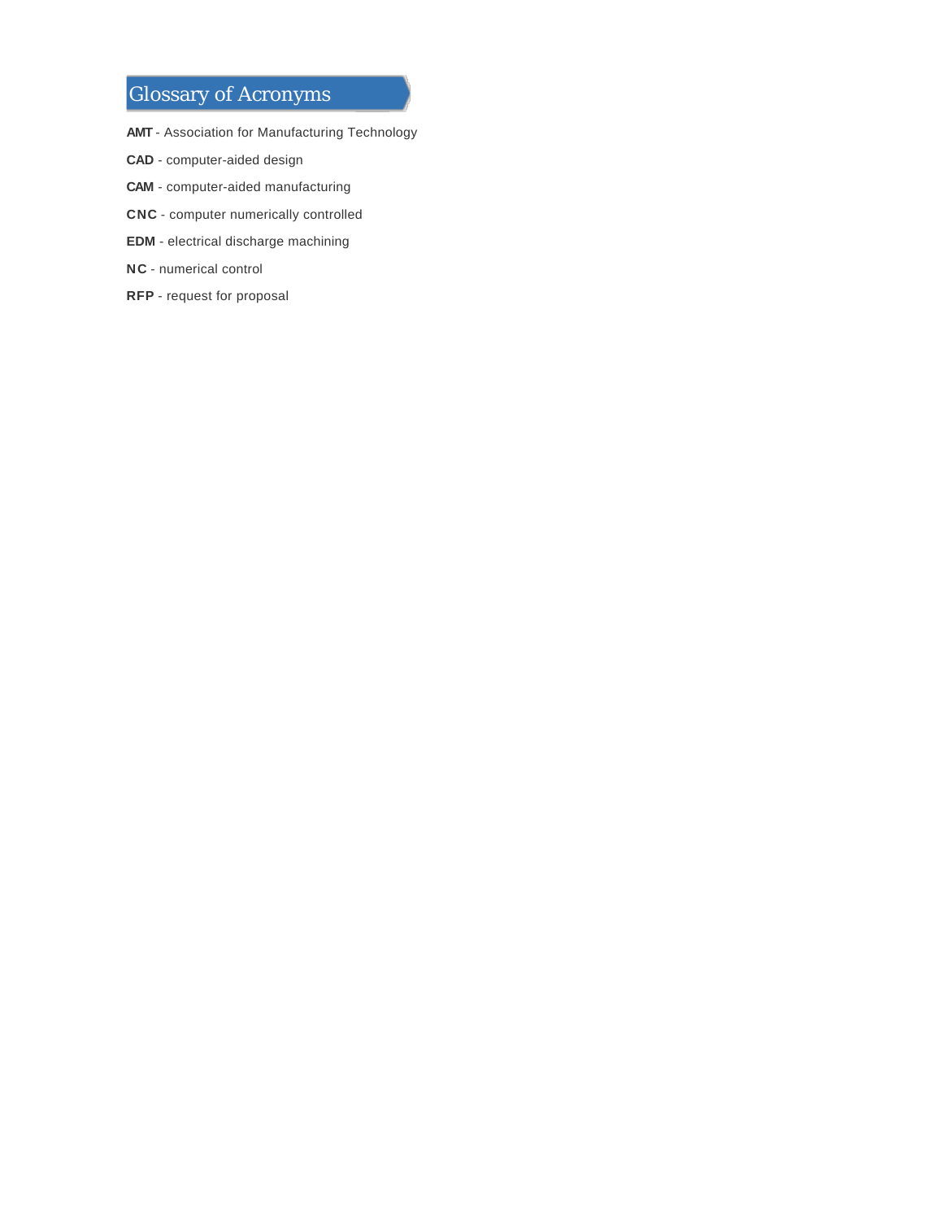## Glossary of Acronyms

**AMT** - Association for Manufacturing Technology

**CAD** - computer-aided design

**CAM** - computer-aided manufacturing

**CNC** - computer numerically controlled

**EDM** - electrical discharge machining

**NC** - numerical control

**RFP** - request for proposal